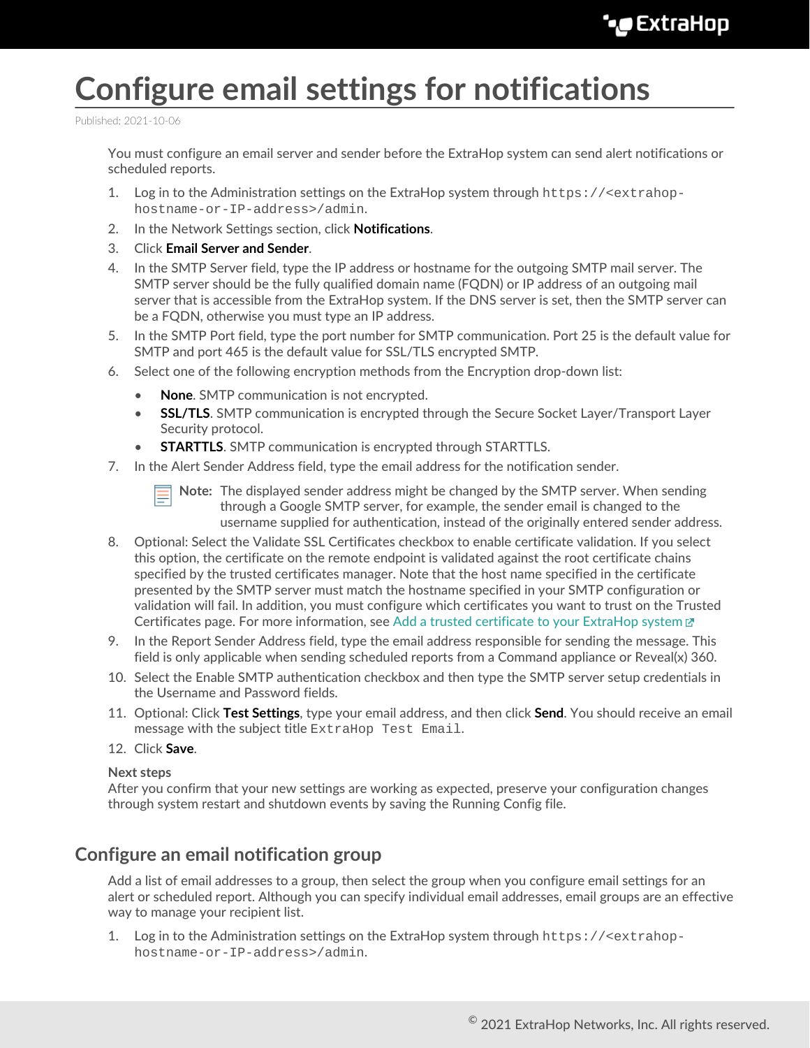# Configure email settings for notifications

Published: 2021-10-06

You must configure an email server and sender before the ExtraHop system can send alert notifications or scheduled reports.

1. Log in to the Administration settings on the ExtraHop system through `https://<extrahop-hostname-or-IP-address>/admin`.
2. In the Network Settings section, click **Notifications**.
3. Click **Email Server and Sender**.
4. In the SMTP Server field, type the IP address or hostname for the outgoing SMTP mail server. The SMTP server should be the fully qualified domain name (FQDN) or IP address of an outgoing mail server that is accessible from the ExtraHop system. If the DNS server is set, then the SMTP server can be a FQDN, otherwise you must type an IP address.
5. In the SMTP Port field, type the port number for SMTP communication. Port 25 is the default value for SMTP and port 465 is the default value for SSL/TLS encrypted SMTP.
6. Select one of the following encryption methods from the Encryption drop-down list:
   - **None**. SMTP communication is not encrypted.
   - **SSL/TLS**. SMTP communication is encrypted through the Secure Socket Layer/Transport Layer Security protocol.
   - **STARTTLS**. SMTP communication is encrypted through STARTTLS.
7. In the Alert Sender Address field, type the email address for the notification sender.

   **Note:** The displayed sender address might be changed by the SMTP server. When sending through a Google SMTP server, for example, the sender email is changed to the username supplied for authentication, instead of the originally entered sender address.
8. Optional: Select the Validate SSL Certificates checkbox to enable certificate validation. If you select this option, the certificate on the remote endpoint is validated against the root certificate chains specified by the trusted certificates manager. Note that the host name specified in the certificate presented by the SMTP server must match the hostname specified in your SMTP configuration or validation will fail. In addition, you must configure which certificates you want to trust on the Trusted Certificates page. For more information, see Add a trusted certificate to your ExtraHop system
9. In the Report Sender Address field, type the email address responsible for sending the message. This field is only applicable when sending scheduled reports from a Command appliance or Reveal(x) 360.
10. Select the Enable SMTP authentication checkbox and then type the SMTP server setup credentials in the Username and Password fields.
11. Optional: Click **Test Settings**, type your email address, and then click **Send**. You should receive an email message with the subject title `ExtraHop Test Email`.
12. Click **Save**.

**Next steps**

After you confirm that your new settings are working as expected, preserve your configuration changes through system restart and shutdown events by saving the Running Config file.

## Configure an email notification group

Add a list of email addresses to a group, then select the group when you configure email settings for an alert or scheduled report. Although you can specify individual email addresses, email groups are an effective way to manage your recipient list.

1. Log in to the Administration settings on the ExtraHop system through `https://<extrahop-hostname-or-IP-address>/admin`.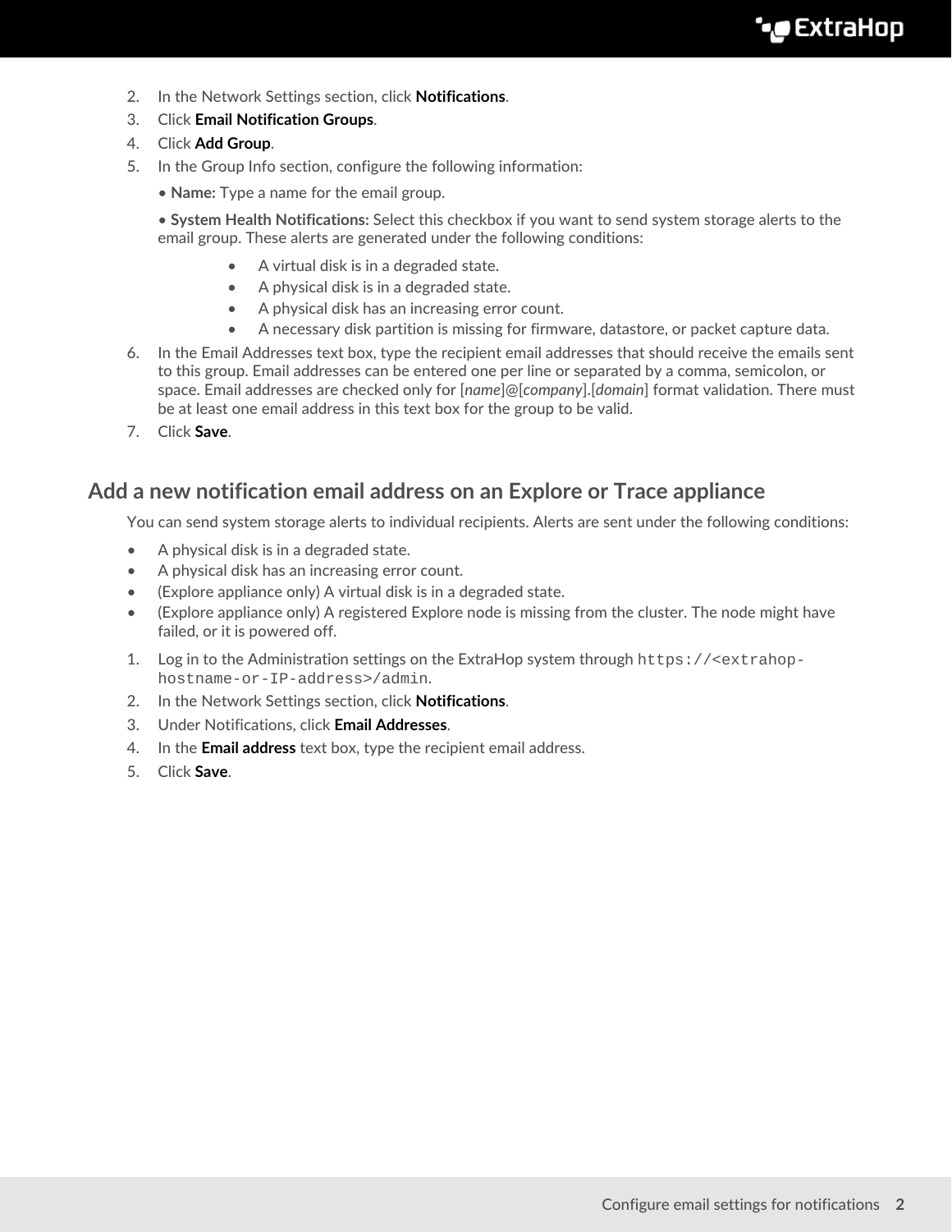2. In the Network Settings section, click **Notifications**.
3. Click **Email Notification Groups**.
4. Click **Add Group**.
5. In the Group Info section, configure the following information:

   • **Name:** Type a name for the email group.

   • **System Health Notifications:** Select this checkbox if you want to send system storage alerts to the email group. These alerts are generated under the following conditions:

     - A virtual disk is in a degraded state.
     - A physical disk is in a degraded state.
     - A physical disk has an increasing error count.
     - A necessary disk partition is missing for firmware, datastore, or packet capture data.
6. In the Email Addresses text box, type the recipient email addresses that should receive the emails sent to this group. Email addresses can be entered one per line or separated by a comma, semicolon, or space. Email addresses are checked only for [*name*]@[*company*].[*domain*] format validation. There must be at least one email address in this text box for the group to be valid.
7. Click **Save**.

## Add a new notification email address on an Explore or Trace appliance

You can send system storage alerts to individual recipients. Alerts are sent under the following conditions:

- A physical disk is in a degraded state.
- A physical disk has an increasing error count.
- (Explore appliance only) A virtual disk is in a degraded state.
- (Explore appliance only) A registered Explore node is missing from the cluster. The node might have failed, or it is powered off.

1. Log in to the Administration settings on the ExtraHop system through `https://<extrahop-hostname-or-IP-address>/admin`.
2. In the Network Settings section, click **Notifications**.
3. Under Notifications, click **Email Addresses**.
4. In the **Email address** text box, type the recipient email address.
5. Click **Save**.